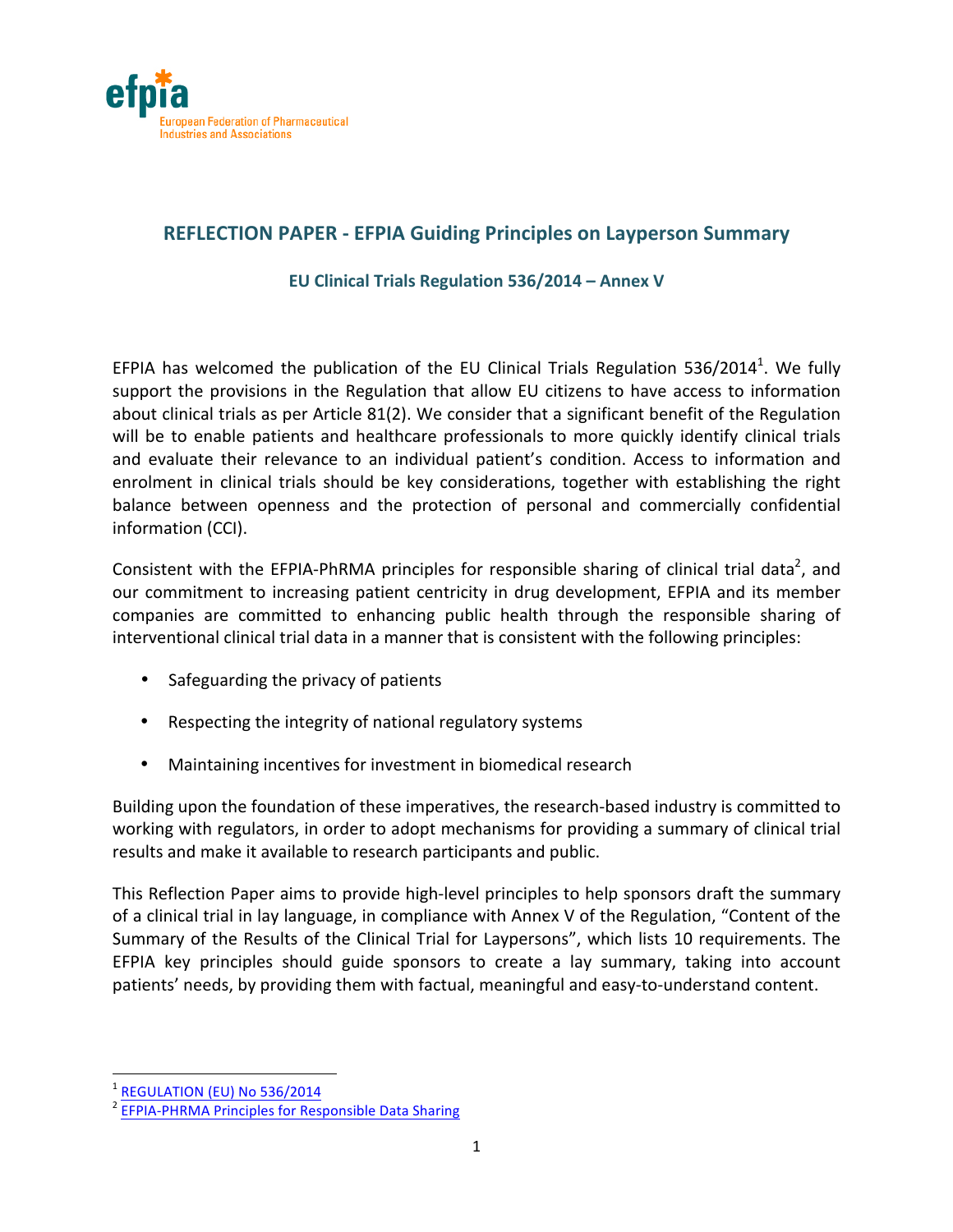efpia
European Federation of Pharmaceutical Industries and Associations

## REFLECTION PAPER - EFPIA Guiding Principles on Layperson Summary

### EU Clinical Trials Regulation 536/2014 – Annex V

EFPIA has welcomed the publication of the EU Clinical Trials Regulation 536/2014[1]. We fully support the provisions in the Regulation that allow EU citizens to have access to information about clinical trials as per Article 81(2). We consider that a significant benefit of the Regulation will be to enable patients and healthcare professionals to more quickly identify clinical trials and evaluate their relevance to an individual patient's condition. Access to information and enrolment in clinical trials should be key considerations, together with establishing the right balance between openness and the protection of personal and commercially confidential information (CCI).

Consistent with the EFPIA-PhRMA principles for responsible sharing of clinical trial data[2], and our commitment to increasing patient centricity in drug development, EFPIA and its member companies are committed to enhancing public health through the responsible sharing of interventional clinical trial data in a manner that is consistent with the following principles:

- Safeguarding the privacy of patients
- Respecting the integrity of national regulatory systems
- Maintaining incentives for investment in biomedical research

Building upon the foundation of these imperatives, the research-based industry is committed to working with regulators, in order to adopt mechanisms for providing a summary of clinical trial results and make it available to research participants and public.

This Reflection Paper aims to provide high-level principles to help sponsors draft the summary of a clinical trial in lay language, in compliance with Annex V of the Regulation, "Content of the Summary of the Results of the Clinical Trial for Laypersons", which lists 10 requirements. The EFPIA key principles should guide sponsors to create a lay summary, taking into account patients' needs, by providing them with factual, meaningful and easy-to-understand content.

[1] REGULATION (EU) No 536/2014
[2] EFPIA-PHRMA Principles for Responsible Data Sharing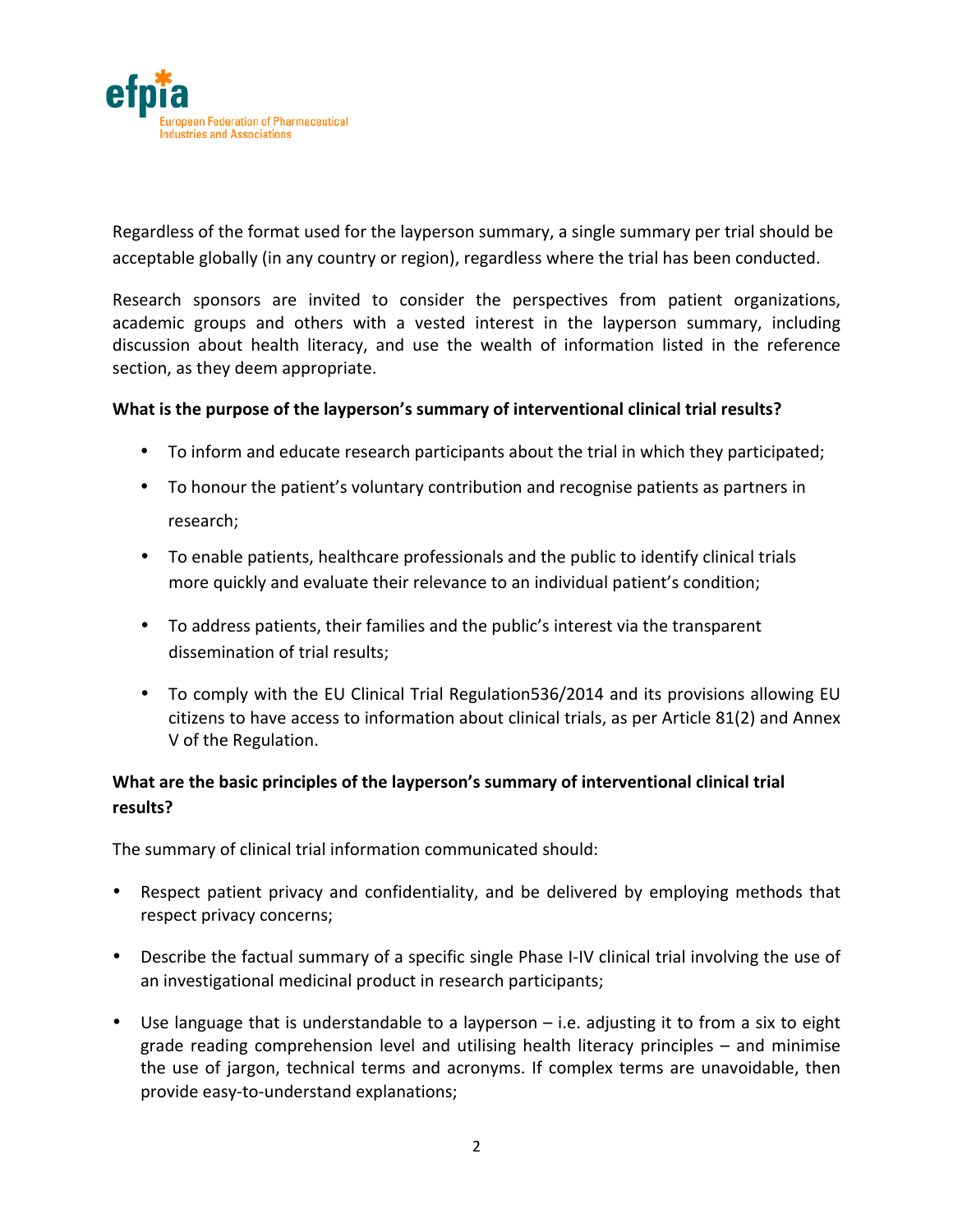Regardless of the format used for the layperson summary, a single summary per trial should be acceptable globally (in any country or region), regardless where the trial has been conducted.

Research sponsors are invited to consider the perspectives from patient organizations, academic groups and others with a vested interest in the layperson summary, including discussion about health literacy, and use the wealth of information listed in the reference section, as they deem appropriate.

**What is the purpose of the layperson's summary of interventional clinical trial results?**

- To inform and educate research participants about the trial in which they participated;
- To honour the patient's voluntary contribution and recognise patients as partners in research;
- To enable patients, healthcare professionals and the public to identify clinical trials more quickly and evaluate their relevance to an individual patient's condition;
- To address patients, their families and the public's interest via the transparent dissemination of trial results;
- To comply with the EU Clinical Trial Regulation536/2014 and its provisions allowing EU citizens to have access to information about clinical trials, as per Article 81(2) and Annex V of the Regulation.

**What are the basic principles of the layperson's summary of interventional clinical trial results?**

The summary of clinical trial information communicated should:

- Respect patient privacy and confidentiality, and be delivered by employing methods that respect privacy concerns;
- Describe the factual summary of a specific single Phase I-IV clinical trial involving the use of an investigational medicinal product in research participants;
- Use language that is understandable to a layperson – i.e. adjusting it to from a six to eight grade reading comprehension level and utilising health literacy principles – and minimise the use of jargon, technical terms and acronyms. If complex terms are unavoidable, then provide easy-to-understand explanations;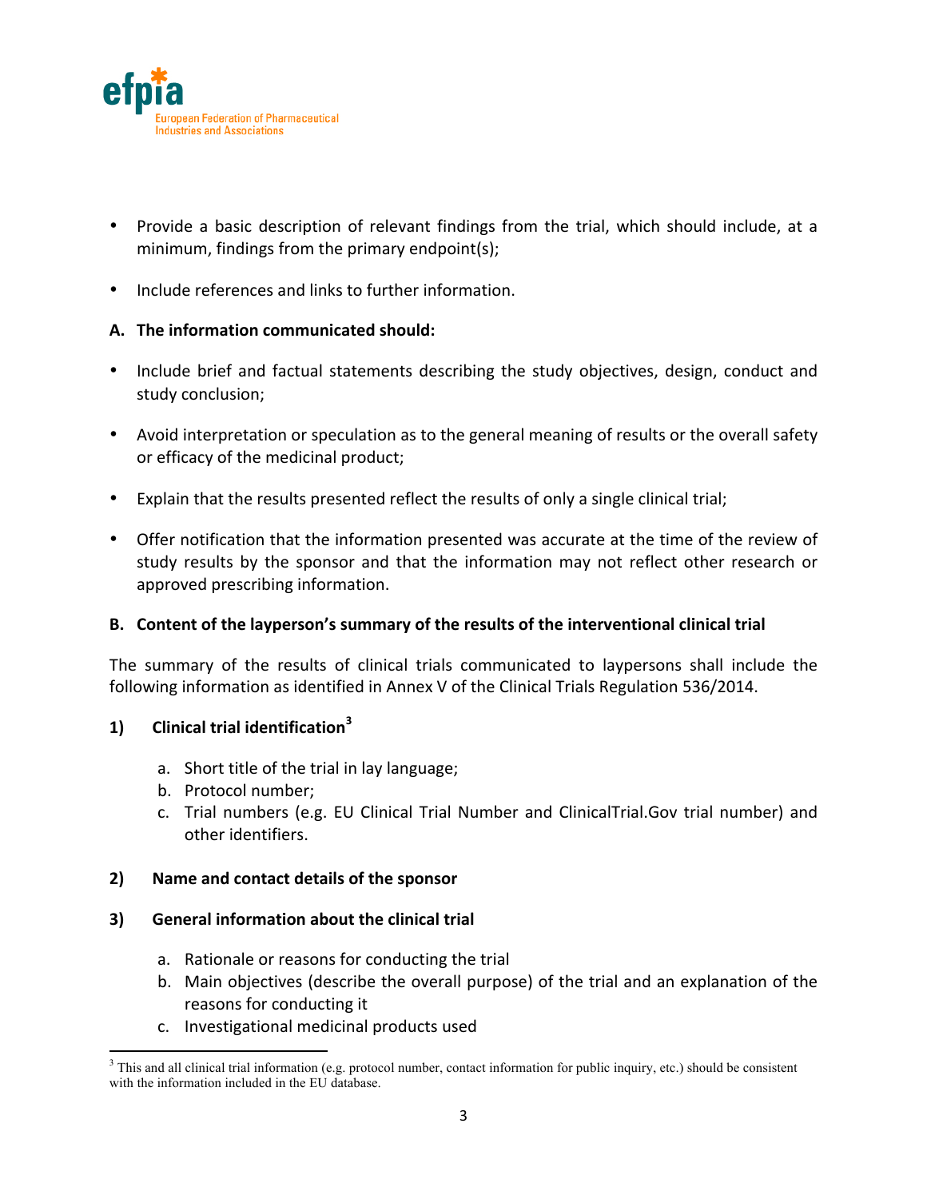- Provide a basic description of relevant findings from the trial, which should include, at a minimum, findings from the primary endpoint(s);
- Include references and links to further information.

**A. The information communicated should:**

- Include brief and factual statements describing the study objectives, design, conduct and study conclusion;
- Avoid interpretation or speculation as to the general meaning of results or the overall safety or efficacy of the medicinal product;
- Explain that the results presented reflect the results of only a single clinical trial;
- Offer notification that the information presented was accurate at the time of the review of study results by the sponsor and that the information may not reflect other research or approved prescribing information.

**B. Content of the layperson's summary of the results of the interventional clinical trial**

The summary of the results of clinical trials communicated to laypersons shall include the following information as identified in Annex V of the Clinical Trials Regulation 536/2014.

**1) Clinical trial identification[3]**

a. Short title of the trial in lay language;
b. Protocol number;
c. Trial numbers (e.g. EU Clinical Trial Number and ClinicalTrial.Gov trial number) and other identifiers.

**2) Name and contact details of the sponsor**

**3) General information about the clinical trial**

a. Rationale or reasons for conducting the trial
b. Main objectives (describe the overall purpose) of the trial and an explanation of the reasons for conducting it
c. Investigational medicinal products used

[3] This and all clinical trial information (e.g. protocol number, contact information for public inquiry, etc.) should be consistent with the information included in the EU database.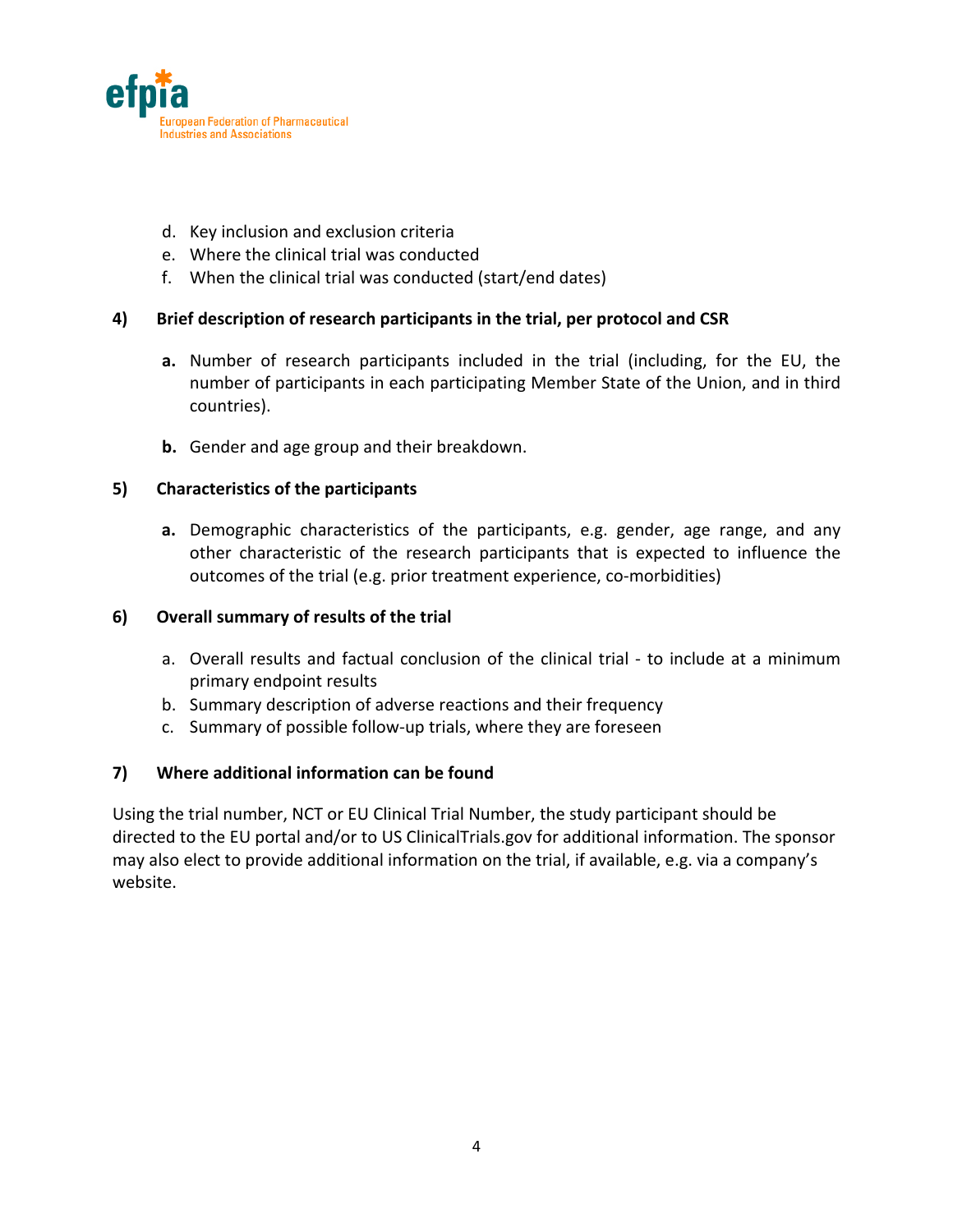d. Key inclusion and exclusion criteria
e. Where the clinical trial was conducted
f. When the clinical trial was conducted (start/end dates)

**4) Brief description of research participants in the trial, per protocol and CSR**

**a.** Number of research participants included in the trial (including, for the EU, the number of participants in each participating Member State of the Union, and in third countries).

**b.** Gender and age group and their breakdown.

**5) Characteristics of the participants**

**a.** Demographic characteristics of the participants, e.g. gender, age range, and any other characteristic of the research participants that is expected to influence the outcomes of the trial (e.g. prior treatment experience, co-morbidities)

**6) Overall summary of results of the trial**

a. Overall results and factual conclusion of the clinical trial - to include at a minimum primary endpoint results
b. Summary description of adverse reactions and their frequency
c. Summary of possible follow-up trials, where they are foreseen

**7) Where additional information can be found**

Using the trial number, NCT or EU Clinical Trial Number, the study participant should be directed to the EU portal and/or to US ClinicalTrials.gov for additional information. The sponsor may also elect to provide additional information on the trial, if available, e.g. via a company's website.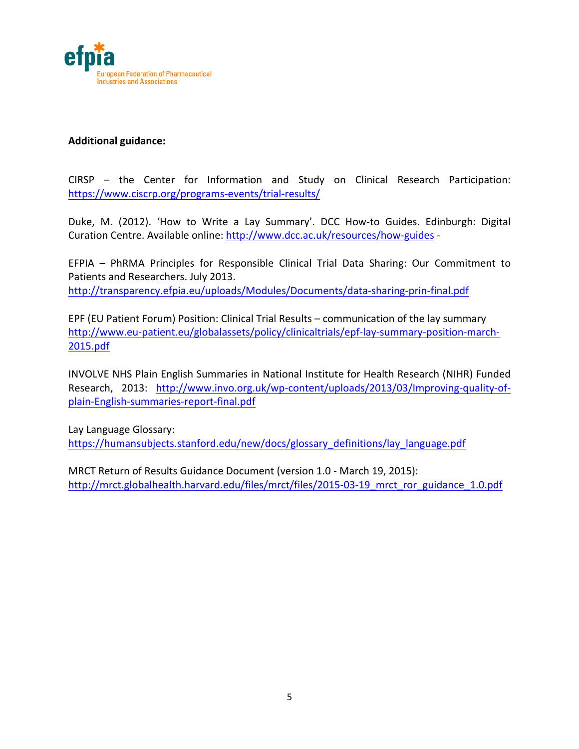**Additional guidance:**

CIRSP – the Center for Information and Study on Clinical Research Participation: https://www.ciscrp.org/programs-events/trial-results/

Duke, M. (2012). 'How to Write a Lay Summary'. DCC How-to Guides. Edinburgh: Digital Curation Centre. Available online: http://www.dcc.ac.uk/resources/how-guides -

EFPIA – PhRMA Principles for Responsible Clinical Trial Data Sharing: Our Commitment to Patients and Researchers. July 2013.
http://transparency.efpia.eu/uploads/Modules/Documents/data-sharing-prin-final.pdf

EPF (EU Patient Forum) Position: Clinical Trial Results – communication of the lay summary
http://www.eu-patient.eu/globalassets/policy/clinicaltrials/epf-lay-summary-position-march-2015.pdf

INVOLVE NHS Plain English Summaries in National Institute for Health Research (NIHR) Funded Research, 2013: http://www.invo.org.uk/wp-content/uploads/2013/03/Improving-quality-of-plain-English-summaries-report-final.pdf

Lay Language Glossary:
https://humansubjects.stanford.edu/new/docs/glossary_definitions/lay_language.pdf

MRCT Return of Results Guidance Document (version 1.0 - March 19, 2015):
http://mrct.globalhealth.harvard.edu/files/mrct/files/2015-03-19_mrct_ror_guidance_1.0.pdf